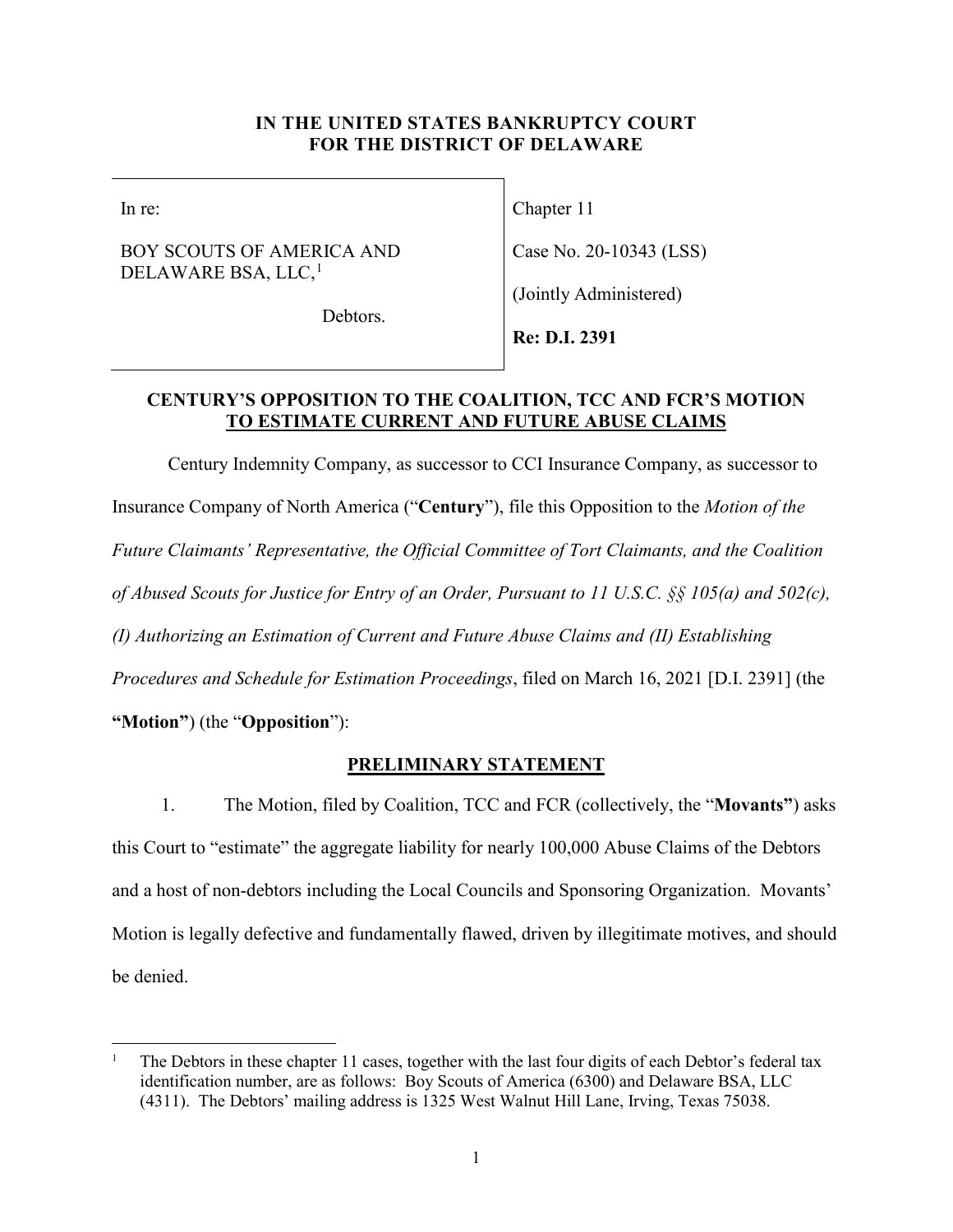**IN THE UNITED STATES BANKRUPTCY COURT**
**FOR THE DISTRICT OF DELAWARE**

| | |
|---|---|
| In re:<br><br>BOY SCOUTS OF AMERICA AND DELAWARE BSA, LLC,[1]<br><br>Debtors. | Chapter 11<br><br>Case No. 20-10343 (LSS)<br><br>(Jointly Administered)<br><br>**Re: D.I. 2391** |

**CENTURY'S OPPOSITION TO THE COALITION, TCC AND FCR'S MOTION TO ESTIMATE CURRENT AND FUTURE ABUSE CLAIMS**

Century Indemnity Company, as successor to CCI Insurance Company, as successor to Insurance Company of North America ("**Century**"), file this Opposition to the *Motion of the Future Claimants' Representative, the Official Committee of Tort Claimants, and the Coalition of Abused Scouts for Justice for Entry of an Order, Pursuant to 11 U.S.C. §§ 105(a) and 502(c), (I) Authorizing an Estimation of Current and Future Abuse Claims and (II) Establishing Procedures and Schedule for Estimation Proceedings*, filed on March 16, 2021 [D.I. 2391] (the **"Motion"**) (the "**Opposition**"):

**PRELIMINARY STATEMENT**

1. The Motion, filed by Coalition, TCC and FCR (collectively, the "**Movants"**) asks this Court to "estimate" the aggregate liability for nearly 100,000 Abuse Claims of the Debtors and a host of non-debtors including the Local Councils and Sponsoring Organization. Movants' Motion is legally defective and fundamentally flawed, driven by illegitimate motives, and should be denied.

[1] The Debtors in these chapter 11 cases, together with the last four digits of each Debtor's federal tax identification number, are as follows: Boy Scouts of America (6300) and Delaware BSA, LLC (4311). The Debtors' mailing address is 1325 West Walnut Hill Lane, Irving, Texas 75038.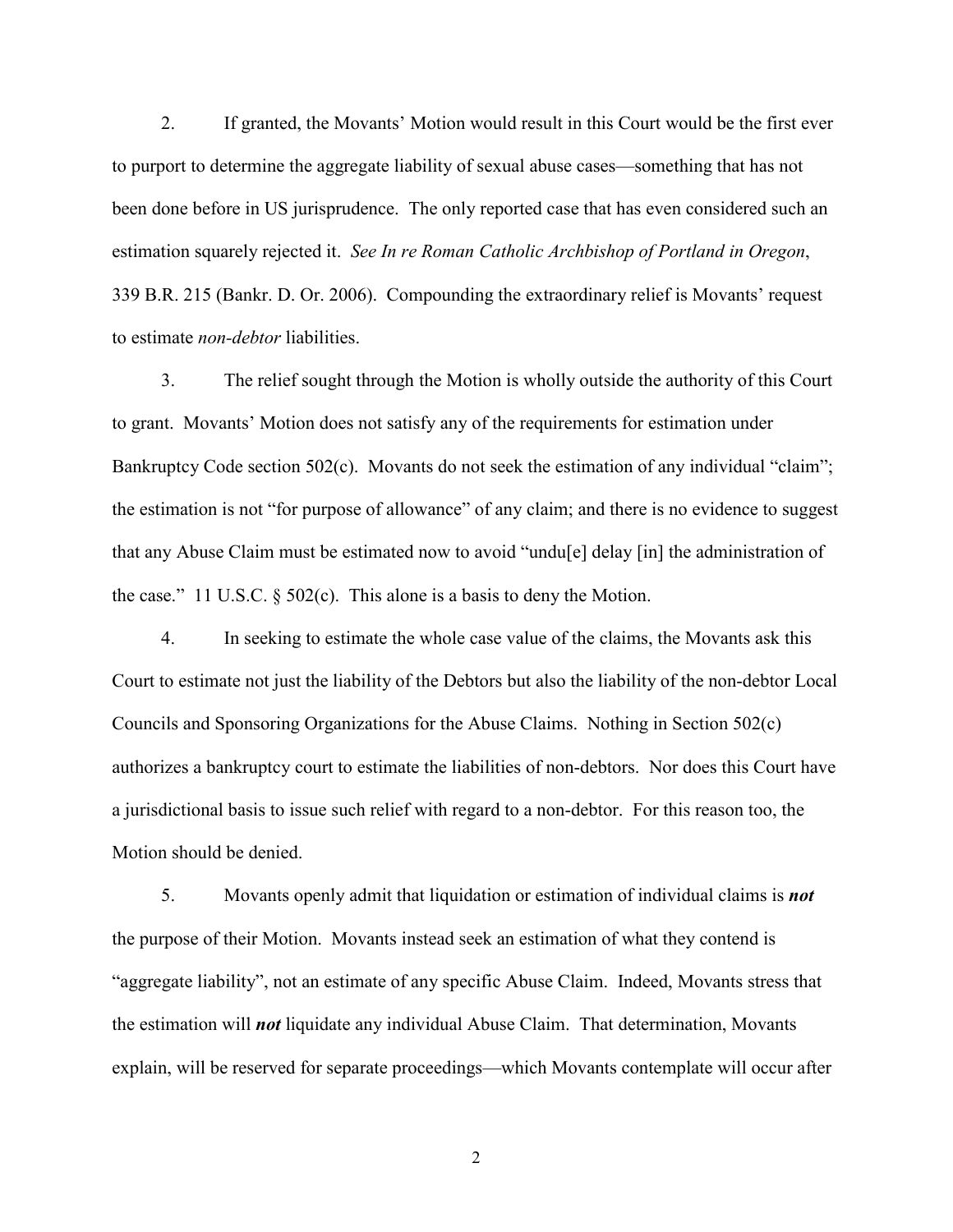2. If granted, the Movants' Motion would result in this Court would be the first ever to purport to determine the aggregate liability of sexual abuse cases—something that has not been done before in US jurisprudence. The only reported case that has even considered such an estimation squarely rejected it. *See In re Roman Catholic Archbishop of Portland in Oregon*, 339 B.R. 215 (Bankr. D. Or. 2006). Compounding the extraordinary relief is Movants' request to estimate *non-debtor* liabilities.

3. The relief sought through the Motion is wholly outside the authority of this Court to grant. Movants' Motion does not satisfy any of the requirements for estimation under Bankruptcy Code section 502(c). Movants do not seek the estimation of any individual "claim"; the estimation is not "for purpose of allowance" of any claim; and there is no evidence to suggest that any Abuse Claim must be estimated now to avoid "undu[e] delay [in] the administration of the case." 11 U.S.C. § 502(c). This alone is a basis to deny the Motion.

4. In seeking to estimate the whole case value of the claims, the Movants ask this Court to estimate not just the liability of the Debtors but also the liability of the non-debtor Local Councils and Sponsoring Organizations for the Abuse Claims. Nothing in Section 502(c) authorizes a bankruptcy court to estimate the liabilities of non-debtors. Nor does this Court have a jurisdictional basis to issue such relief with regard to a non-debtor. For this reason too, the Motion should be denied.

5. Movants openly admit that liquidation or estimation of individual claims is ***not*** the purpose of their Motion. Movants instead seek an estimation of what they contend is "aggregate liability", not an estimate of any specific Abuse Claim. Indeed, Movants stress that the estimation will ***not*** liquidate any individual Abuse Claim. That determination, Movants explain, will be reserved for separate proceedings—which Movants contemplate will occur after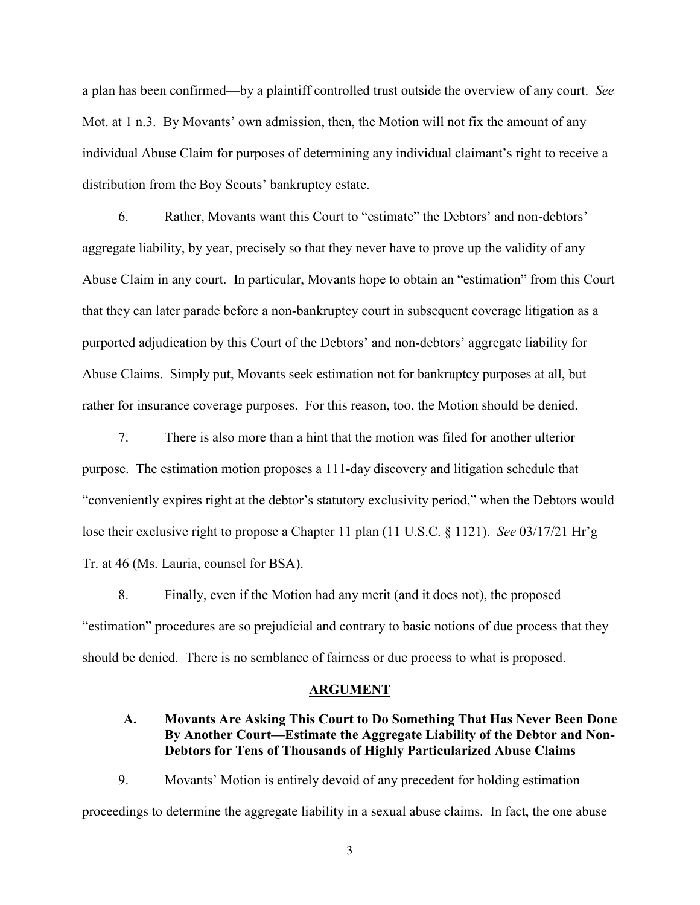a plan has been confirmed—by a plaintiff controlled trust outside the overview of any court. *See* Mot. at 1 n.3. By Movants' own admission, then, the Motion will not fix the amount of any individual Abuse Claim for purposes of determining any individual claimant's right to receive a distribution from the Boy Scouts' bankruptcy estate.

6. Rather, Movants want this Court to "estimate" the Debtors' and non-debtors' aggregate liability, by year, precisely so that they never have to prove up the validity of any Abuse Claim in any court. In particular, Movants hope to obtain an "estimation" from this Court that they can later parade before a non-bankruptcy court in subsequent coverage litigation as a purported adjudication by this Court of the Debtors' and non-debtors' aggregate liability for Abuse Claims. Simply put, Movants seek estimation not for bankruptcy purposes at all, but rather for insurance coverage purposes. For this reason, too, the Motion should be denied.

7. There is also more than a hint that the motion was filed for another ulterior purpose. The estimation motion proposes a 111-day discovery and litigation schedule that "conveniently expires right at the debtor's statutory exclusivity period," when the Debtors would lose their exclusive right to propose a Chapter 11 plan (11 U.S.C. § 1121). *See* 03/17/21 Hr'g Tr. at 46 (Ms. Lauria, counsel for BSA).

8. Finally, even if the Motion had any merit (and it does not), the proposed "estimation" procedures are so prejudicial and contrary to basic notions of due process that they should be denied. There is no semblance of fairness or due process to what is proposed.

## ARGUMENT

### A. Movants Are Asking This Court to Do Something That Has Never Been Done By Another Court—Estimate the Aggregate Liability of the Debtor and Non-Debtors for Tens of Thousands of Highly Particularized Abuse Claims

9. Movants' Motion is entirely devoid of any precedent for holding estimation proceedings to determine the aggregate liability in a sexual abuse claims. In fact, the one abuse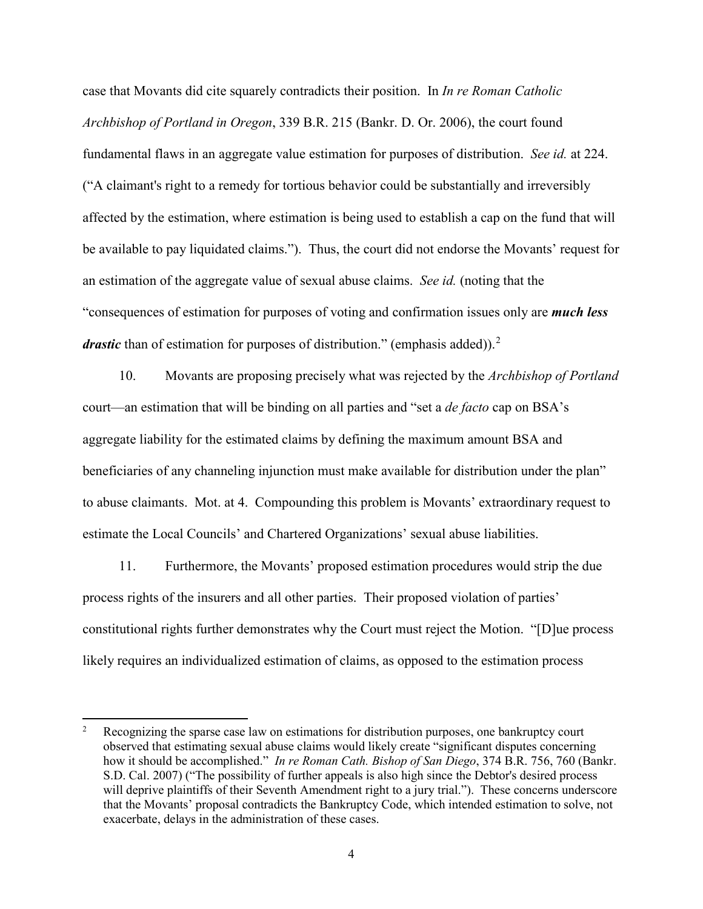case that Movants did cite squarely contradicts their position. In *In re Roman Catholic Archbishop of Portland in Oregon*, 339 B.R. 215 (Bankr. D. Or. 2006), the court found fundamental flaws in an aggregate value estimation for purposes of distribution. *See id.* at 224. ("A claimant's right to a remedy for tortious behavior could be substantially and irreversibly affected by the estimation, where estimation is being used to establish a cap on the fund that will be available to pay liquidated claims."). Thus, the court did not endorse the Movants' request for an estimation of the aggregate value of sexual abuse claims. *See id.* (noting that the "consequences of estimation for purposes of voting and confirmation issues only are ***much less drastic*** than of estimation for purposes of distribution." (emphasis added)).[2]

10. Movants are proposing precisely what was rejected by the *Archbishop of Portland* court—an estimation that will be binding on all parties and "set a *de facto* cap on BSA's aggregate liability for the estimated claims by defining the maximum amount BSA and beneficiaries of any channeling injunction must make available for distribution under the plan" to abuse claimants. Mot. at 4. Compounding this problem is Movants' extraordinary request to estimate the Local Councils' and Chartered Organizations' sexual abuse liabilities.

11. Furthermore, the Movants' proposed estimation procedures would strip the due process rights of the insurers and all other parties. Their proposed violation of parties' constitutional rights further demonstrates why the Court must reject the Motion. "[D]ue process likely requires an individualized estimation of claims, as opposed to the estimation process

---

[2] Recognizing the sparse case law on estimations for distribution purposes, one bankruptcy court observed that estimating sexual abuse claims would likely create "significant disputes concerning how it should be accomplished." *In re Roman Cath. Bishop of San Diego*, 374 B.R. 756, 760 (Bankr. S.D. Cal. 2007) ("The possibility of further appeals is also high since the Debtor's desired process will deprive plaintiffs of their Seventh Amendment right to a jury trial."). These concerns underscore that the Movants' proposal contradicts the Bankruptcy Code, which intended estimation to solve, not exacerbate, delays in the administration of these cases.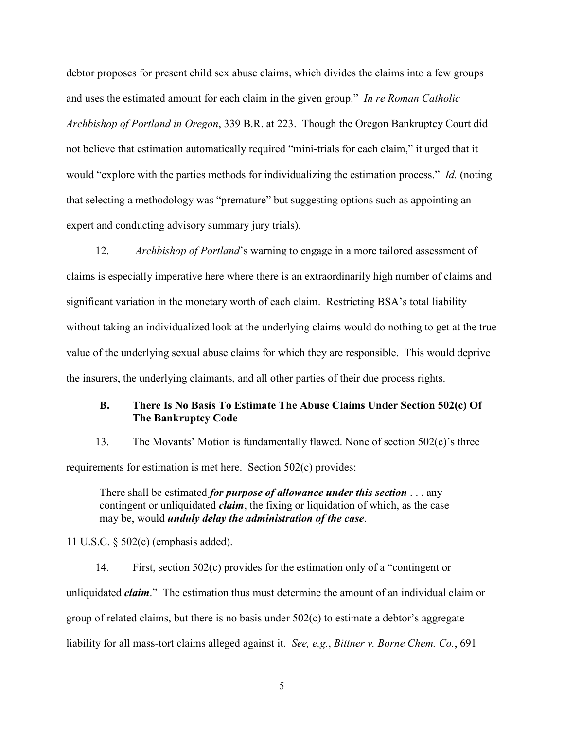debtor proposes for present child sex abuse claims, which divides the claims into a few groups and uses the estimated amount for each claim in the given group." *In re Roman Catholic Archbishop of Portland in Oregon*, 339 B.R. at 223. Though the Oregon Bankruptcy Court did not believe that estimation automatically required "mini-trials for each claim," it urged that it would "explore with the parties methods for individualizing the estimation process." *Id.* (noting that selecting a methodology was "premature" but suggesting options such as appointing an expert and conducting advisory summary jury trials).

12. *Archbishop of Portland*'s warning to engage in a more tailored assessment of claims is especially imperative here where there is an extraordinarily high number of claims and significant variation in the monetary worth of each claim. Restricting BSA's total liability without taking an individualized look at the underlying claims would do nothing to get at the true value of the underlying sexual abuse claims for which they are responsible. This would deprive the insurers, the underlying claimants, and all other parties of their due process rights.

### B. There Is No Basis To Estimate The Abuse Claims Under Section 502(c) Of The Bankruptcy Code

13. The Movants' Motion is fundamentally flawed. None of section 502(c)'s three requirements for estimation is met here. Section 502(c) provides:

> There shall be estimated ***for purpose of allowance under this section*** . . . any contingent or unliquidated ***claim***, the fixing or liquidation of which, as the case may be, would ***unduly delay the administration of the case***.

11 U.S.C. § 502(c) (emphasis added).

14. First, section 502(c) provides for the estimation only of a "contingent or unliquidated ***claim***." The estimation thus must determine the amount of an individual claim or group of related claims, but there is no basis under 502(c) to estimate a debtor's aggregate liability for all mass-tort claims alleged against it. *See, e.g.*, *Bittner v. Borne Chem. Co.*, 691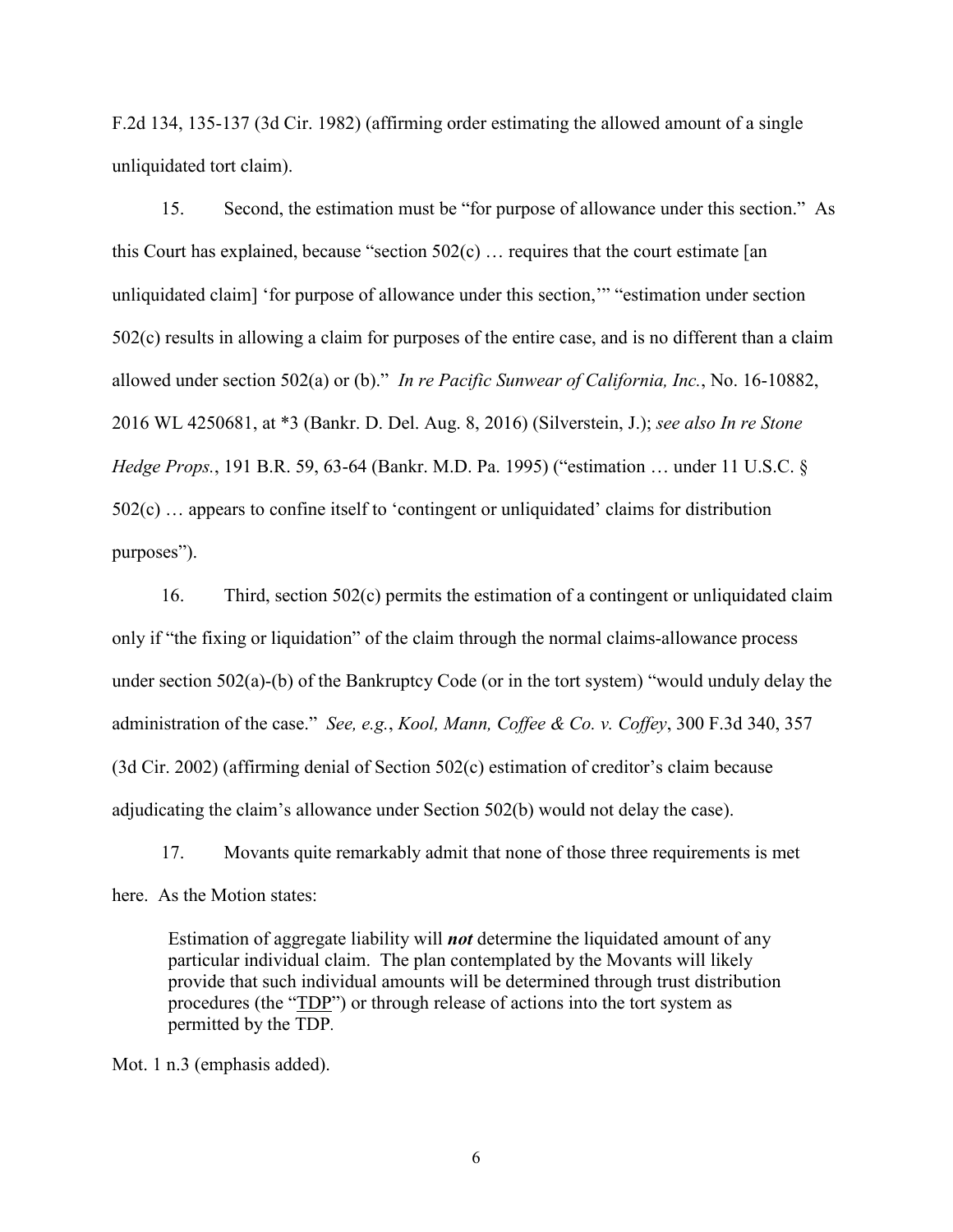F.2d 134, 135-137 (3d Cir. 1982) (affirming order estimating the allowed amount of a single unliquidated tort claim).

15. Second, the estimation must be "for purpose of allowance under this section." As this Court has explained, because "section 502(c) … requires that the court estimate [an unliquidated claim] 'for purpose of allowance under this section,'" "estimation under section 502(c) results in allowing a claim for purposes of the entire case, and is no different than a claim allowed under section 502(a) or (b)." *In re Pacific Sunwear of California, Inc.*, No. 16-10882, 2016 WL 4250681, at *3 (Bankr. D. Del. Aug. 8, 2016) (Silverstein, J.); *see also In re Stone Hedge Props.*, 191 B.R. 59, 63-64 (Bankr. M.D. Pa. 1995) ("estimation … under 11 U.S.C. § 502(c) … appears to confine itself to 'contingent or unliquidated' claims for distribution purposes").

16. Third, section 502(c) permits the estimation of a contingent or unliquidated claim only if "the fixing or liquidation" of the claim through the normal claims-allowance process under section 502(a)-(b) of the Bankruptcy Code (or in the tort system) "would unduly delay the administration of the case." *See, e.g.*, *Kool, Mann, Coffee & Co. v. Coffey*, 300 F.3d 340, 357 (3d Cir. 2002) (affirming denial of Section 502(c) estimation of creditor's claim because adjudicating the claim's allowance under Section 502(b) would not delay the case).

17. Movants quite remarkably admit that none of those three requirements is met here. As the Motion states:

> Estimation of aggregate liability will ***not*** determine the liquidated amount of any particular individual claim. The plan contemplated by the Movants will likely provide that such individual amounts will be determined through trust distribution procedures (the "TDP") or through release of actions into the tort system as permitted by the TDP.

Mot. 1 n.3 (emphasis added).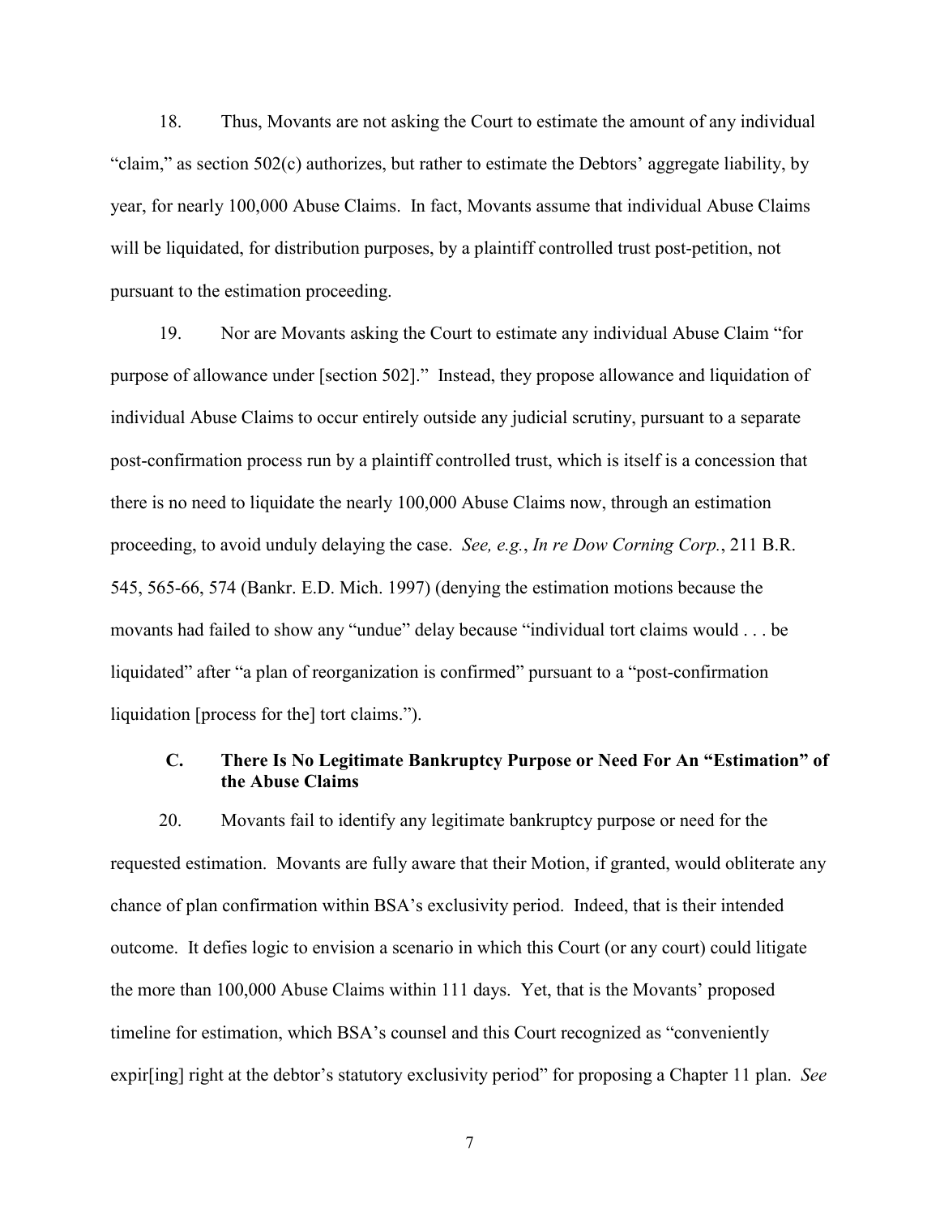18. Thus, Movants are not asking the Court to estimate the amount of any individual "claim," as section 502(c) authorizes, but rather to estimate the Debtors' aggregate liability, by year, for nearly 100,000 Abuse Claims. In fact, Movants assume that individual Abuse Claims will be liquidated, for distribution purposes, by a plaintiff controlled trust post-petition, not pursuant to the estimation proceeding.

19. Nor are Movants asking the Court to estimate any individual Abuse Claim "for purpose of allowance under [section 502]." Instead, they propose allowance and liquidation of individual Abuse Claims to occur entirely outside any judicial scrutiny, pursuant to a separate post-confirmation process run by a plaintiff controlled trust, which is itself is a concession that there is no need to liquidate the nearly 100,000 Abuse Claims now, through an estimation proceeding, to avoid unduly delaying the case. *See, e.g.*, *In re Dow Corning Corp.*, 211 B.R. 545, 565-66, 574 (Bankr. E.D. Mich. 1997) (denying the estimation motions because the movants had failed to show any "undue" delay because "individual tort claims would . . . be liquidated" after "a plan of reorganization is confirmed" pursuant to a "post-confirmation liquidation [process for the] tort claims.").

### C. There Is No Legitimate Bankruptcy Purpose or Need For An "Estimation" of the Abuse Claims

20. Movants fail to identify any legitimate bankruptcy purpose or need for the requested estimation. Movants are fully aware that their Motion, if granted, would obliterate any chance of plan confirmation within BSA's exclusivity period. Indeed, that is their intended outcome. It defies logic to envision a scenario in which this Court (or any court) could litigate the more than 100,000 Abuse Claims within 111 days. Yet, that is the Movants' proposed timeline for estimation, which BSA's counsel and this Court recognized as "conveniently expir[ing] right at the debtor's statutory exclusivity period" for proposing a Chapter 11 plan. *See*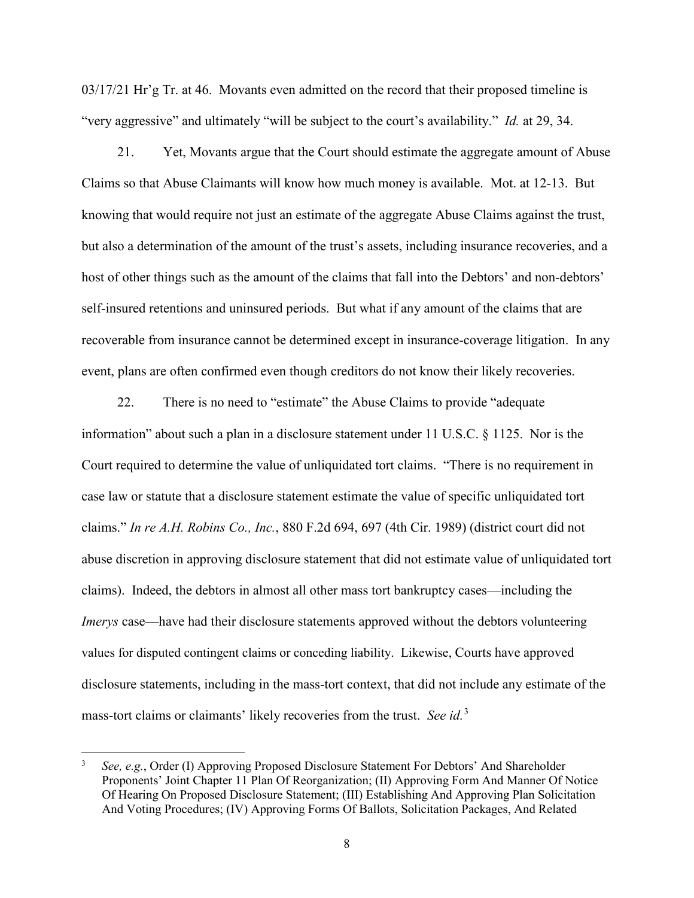03/17/21 Hr'g Tr. at 46. Movants even admitted on the record that their proposed timeline is "very aggressive" and ultimately "will be subject to the court's availability." *Id.* at 29, 34.

21. Yet, Movants argue that the Court should estimate the aggregate amount of Abuse Claims so that Abuse Claimants will know how much money is available. Mot. at 12-13. But knowing that would require not just an estimate of the aggregate Abuse Claims against the trust, but also a determination of the amount of the trust's assets, including insurance recoveries, and a host of other things such as the amount of the claims that fall into the Debtors' and non-debtors' self-insured retentions and uninsured periods. But what if any amount of the claims that are recoverable from insurance cannot be determined except in insurance-coverage litigation. In any event, plans are often confirmed even though creditors do not know their likely recoveries.

22. There is no need to "estimate" the Abuse Claims to provide "adequate information" about such a plan in a disclosure statement under 11 U.S.C. § 1125. Nor is the Court required to determine the value of unliquidated tort claims. "There is no requirement in case law or statute that a disclosure statement estimate the value of specific unliquidated tort claims." *In re A.H. Robins Co., Inc.*, 880 F.2d 694, 697 (4th Cir. 1989) (district court did not abuse discretion in approving disclosure statement that did not estimate value of unliquidated tort claims). Indeed, the debtors in almost all other mass tort bankruptcy cases—including the *Imerys* case—have had their disclosure statements approved without the debtors volunteering values for disputed contingent claims or conceding liability. Likewise, Courts have approved disclosure statements, including in the mass-tort context, that did not include any estimate of the mass-tort claims or claimants' likely recoveries from the trust. *See id.*[3]

---

[3] *See, e.g.*, Order (I) Approving Proposed Disclosure Statement For Debtors' And Shareholder Proponents' Joint Chapter 11 Plan Of Reorganization; (II) Approving Form And Manner Of Notice Of Hearing On Proposed Disclosure Statement; (III) Establishing And Approving Plan Solicitation And Voting Procedures; (IV) Approving Forms Of Ballots, Solicitation Packages, And Related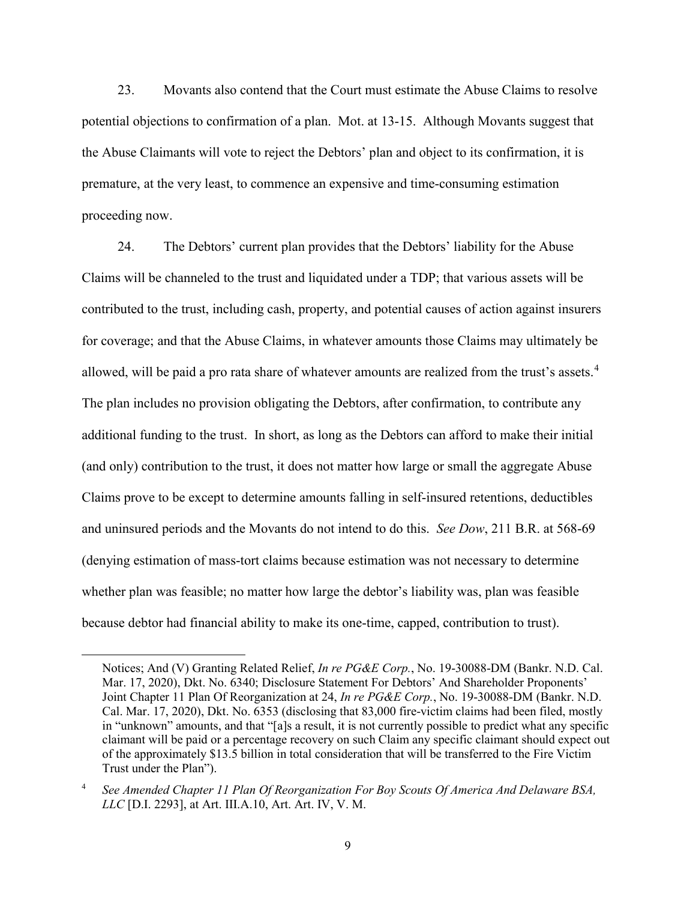23. Movants also contend that the Court must estimate the Abuse Claims to resolve potential objections to confirmation of a plan. Mot. at 13-15. Although Movants suggest that the Abuse Claimants will vote to reject the Debtors' plan and object to its confirmation, it is premature, at the very least, to commence an expensive and time-consuming estimation proceeding now.

24. The Debtors' current plan provides that the Debtors' liability for the Abuse Claims will be channeled to the trust and liquidated under a TDP; that various assets will be contributed to the trust, including cash, property, and potential causes of action against insurers for coverage; and that the Abuse Claims, in whatever amounts those Claims may ultimately be allowed, will be paid a pro rata share of whatever amounts are realized from the trust's assets.[4] The plan includes no provision obligating the Debtors, after confirmation, to contribute any additional funding to the trust. In short, as long as the Debtors can afford to make their initial (and only) contribution to the trust, it does not matter how large or small the aggregate Abuse Claims prove to be except to determine amounts falling in self-insured retentions, deductibles and uninsured periods and the Movants do not intend to do this. *See Dow*, 211 B.R. at 568-69 (denying estimation of mass-tort claims because estimation was not necessary to determine whether plan was feasible; no matter how large the debtor's liability was, plan was feasible because debtor had financial ability to make its one-time, capped, contribution to trust).

---

Notices; And (V) Granting Related Relief, *In re PG&E Corp.*, No. 19-30088-DM (Bankr. N.D. Cal. Mar. 17, 2020), Dkt. No. 6340; Disclosure Statement For Debtors' And Shareholder Proponents' Joint Chapter 11 Plan Of Reorganization at 24, *In re PG&E Corp.*, No. 19-30088-DM (Bankr. N.D. Cal. Mar. 17, 2020), Dkt. No. 6353 (disclosing that 83,000 fire-victim claims had been filed, mostly in "unknown" amounts, and that "[a]s a result, it is not currently possible to predict what any specific claimant will be paid or a percentage recovery on such Claim any specific claimant should expect out of the approximately $13.5 billion in total consideration that will be transferred to the Fire Victim Trust under the Plan").

[4] *See Amended Chapter 11 Plan Of Reorganization For Boy Scouts Of America And Delaware BSA, LLC* [D.I. 2293], at Art. III.A.10, Art. Art. IV, V. M.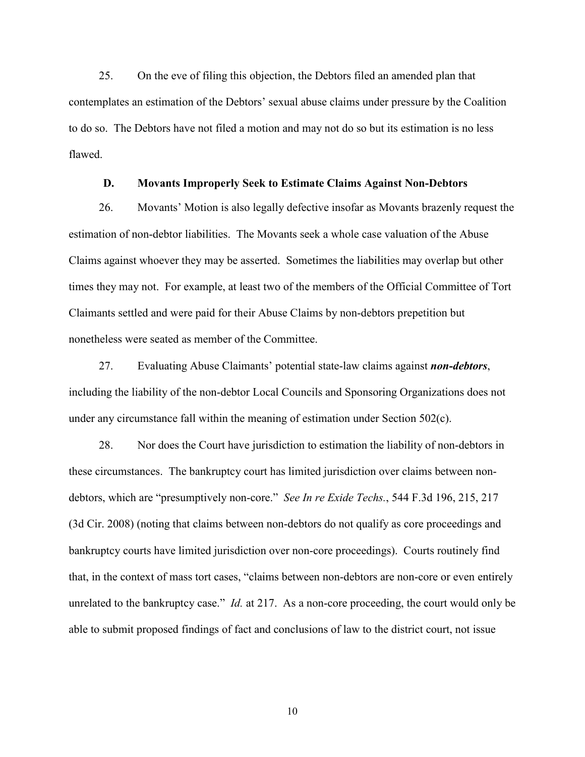25. On the eve of filing this objection, the Debtors filed an amended plan that contemplates an estimation of the Debtors' sexual abuse claims under pressure by the Coalition to do so. The Debtors have not filed a motion and may not do so but its estimation is no less flawed.

### D. Movants Improperly Seek to Estimate Claims Against Non-Debtors

26. Movants' Motion is also legally defective insofar as Movants brazenly request the estimation of non-debtor liabilities. The Movants seek a whole case valuation of the Abuse Claims against whoever they may be asserted. Sometimes the liabilities may overlap but other times they may not. For example, at least two of the members of the Official Committee of Tort Claimants settled and were paid for their Abuse Claims by non-debtors prepetition but nonetheless were seated as member of the Committee.

27. Evaluating Abuse Claimants' potential state-law claims against ***non-debtors***, including the liability of the non-debtor Local Councils and Sponsoring Organizations does not under any circumstance fall within the meaning of estimation under Section 502(c).

28. Nor does the Court have jurisdiction to estimation the liability of non-debtors in these circumstances. The bankruptcy court has limited jurisdiction over claims between non-debtors, which are "presumptively non-core." *See In re Exide Techs.*, 544 F.3d 196, 215, 217 (3d Cir. 2008) (noting that claims between non-debtors do not qualify as core proceedings and bankruptcy courts have limited jurisdiction over non-core proceedings). Courts routinely find that, in the context of mass tort cases, "claims between non-debtors are non-core or even entirely unrelated to the bankruptcy case." *Id.* at 217. As a non-core proceeding, the court would only be able to submit proposed findings of fact and conclusions of law to the district court, not issue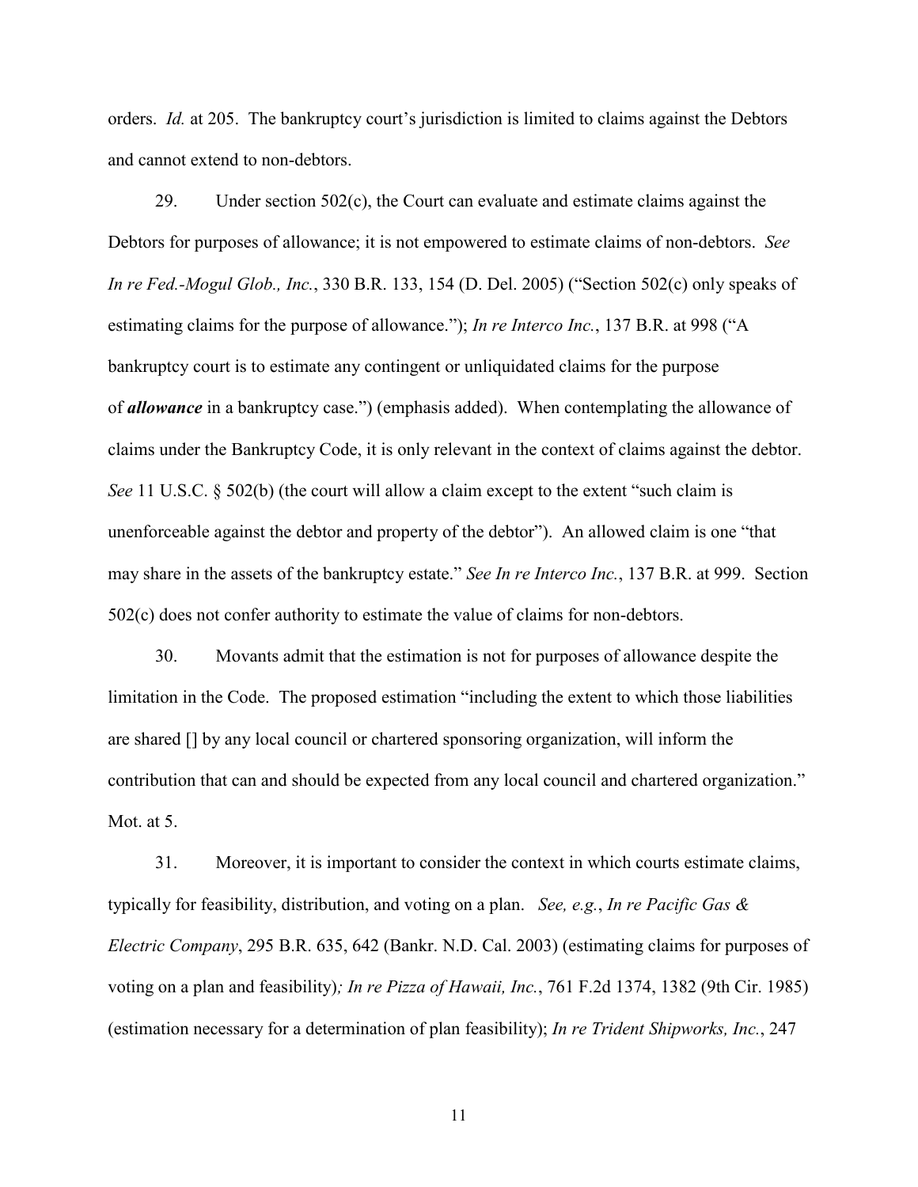orders. *Id.* at 205. The bankruptcy court's jurisdiction is limited to claims against the Debtors and cannot extend to non-debtors.

29. Under section 502(c), the Court can evaluate and estimate claims against the Debtors for purposes of allowance; it is not empowered to estimate claims of non-debtors. *See In re Fed.-Mogul Glob., Inc.*, 330 B.R. 133, 154 (D. Del. 2005) ("Section 502(c) only speaks of estimating claims for the purpose of allowance."); *In re Interco Inc.*, 137 B.R. at 998 ("A bankruptcy court is to estimate any contingent or unliquidated claims for the purpose of ***allowance*** in a bankruptcy case.") (emphasis added). When contemplating the allowance of claims under the Bankruptcy Code, it is only relevant in the context of claims against the debtor. *See* 11 U.S.C. § 502(b) (the court will allow a claim except to the extent "such claim is unenforceable against the debtor and property of the debtor"). An allowed claim is one "that may share in the assets of the bankruptcy estate." *See In re Interco Inc.*, 137 B.R. at 999. Section 502(c) does not confer authority to estimate the value of claims for non-debtors.

30. Movants admit that the estimation is not for purposes of allowance despite the limitation in the Code. The proposed estimation "including the extent to which those liabilities are shared [] by any local council or chartered sponsoring organization, will inform the contribution that can and should be expected from any local council and chartered organization." Mot. at 5.

31. Moreover, it is important to consider the context in which courts estimate claims, typically for feasibility, distribution, and voting on a plan. *See, e.g.*, *In re Pacific Gas & Electric Company*, 295 B.R. 635, 642 (Bankr. N.D. Cal. 2003) (estimating claims for purposes of voting on a plan and feasibility)*; In re Pizza of Hawaii, Inc.*, 761 F.2d 1374, 1382 (9th Cir. 1985) (estimation necessary for a determination of plan feasibility); *In re Trident Shipworks, Inc.*, 247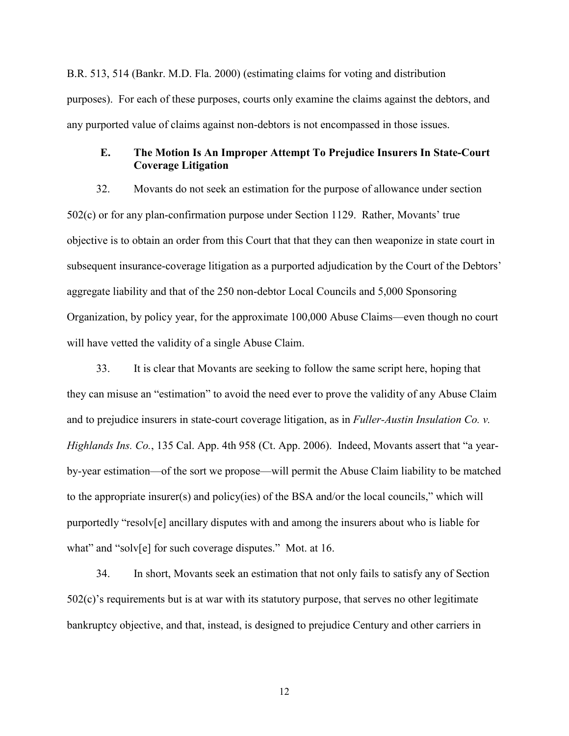B.R. 513, 514 (Bankr. M.D. Fla. 2000) (estimating claims for voting and distribution purposes). For each of these purposes, courts only examine the claims against the debtors, and any purported value of claims against non-debtors is not encompassed in those issues.

### E. The Motion Is An Improper Attempt To Prejudice Insurers In State-Court Coverage Litigation

32. Movants do not seek an estimation for the purpose of allowance under section 502(c) or for any plan-confirmation purpose under Section 1129. Rather, Movants' true objective is to obtain an order from this Court that that they can then weaponize in state court in subsequent insurance-coverage litigation as a purported adjudication by the Court of the Debtors' aggregate liability and that of the 250 non-debtor Local Councils and 5,000 Sponsoring Organization, by policy year, for the approximate 100,000 Abuse Claims—even though no court will have vetted the validity of a single Abuse Claim.

33. It is clear that Movants are seeking to follow the same script here, hoping that they can misuse an "estimation" to avoid the need ever to prove the validity of any Abuse Claim and to prejudice insurers in state-court coverage litigation, as in *Fuller-Austin Insulation Co. v. Highlands Ins. Co.*, 135 Cal. App. 4th 958 (Ct. App. 2006). Indeed, Movants assert that "a year-by-year estimation—of the sort we propose—will permit the Abuse Claim liability to be matched to the appropriate insurer(s) and policy(ies) of the BSA and/or the local councils," which will purportedly "resolv[e] ancillary disputes with and among the insurers about who is liable for what" and "solv[e] for such coverage disputes." Mot. at 16.

34. In short, Movants seek an estimation that not only fails to satisfy any of Section 502(c)'s requirements but is at war with its statutory purpose, that serves no other legitimate bankruptcy objective, and that, instead, is designed to prejudice Century and other carriers in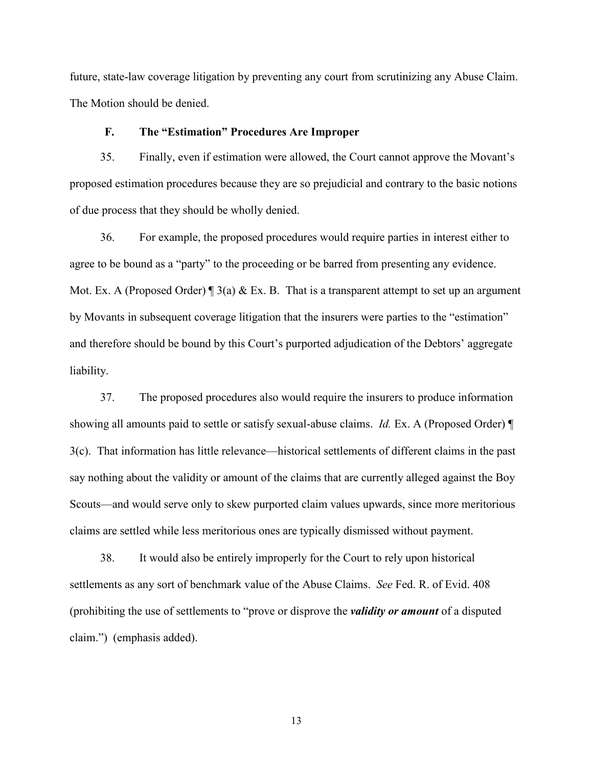future, state-law coverage litigation by preventing any court from scrutinizing any Abuse Claim. The Motion should be denied.

### F. The "Estimation" Procedures Are Improper

35. Finally, even if estimation were allowed, the Court cannot approve the Movant's proposed estimation procedures because they are so prejudicial and contrary to the basic notions of due process that they should be wholly denied.

36. For example, the proposed procedures would require parties in interest either to agree to be bound as a "party" to the proceeding or be barred from presenting any evidence. Mot. Ex. A (Proposed Order) ¶ 3(a) & Ex. B. That is a transparent attempt to set up an argument by Movants in subsequent coverage litigation that the insurers were parties to the "estimation" and therefore should be bound by this Court's purported adjudication of the Debtors' aggregate liability.

37. The proposed procedures also would require the insurers to produce information showing all amounts paid to settle or satisfy sexual-abuse claims. *Id.* Ex. A (Proposed Order) ¶ 3(c). That information has little relevance—historical settlements of different claims in the past say nothing about the validity or amount of the claims that are currently alleged against the Boy Scouts—and would serve only to skew purported claim values upwards, since more meritorious claims are settled while less meritorious ones are typically dismissed without payment.

38. It would also be entirely improperly for the Court to rely upon historical settlements as any sort of benchmark value of the Abuse Claims. *See* Fed. R. of Evid. 408 (prohibiting the use of settlements to "prove or disprove the ***validity or amount*** of a disputed claim.") (emphasis added).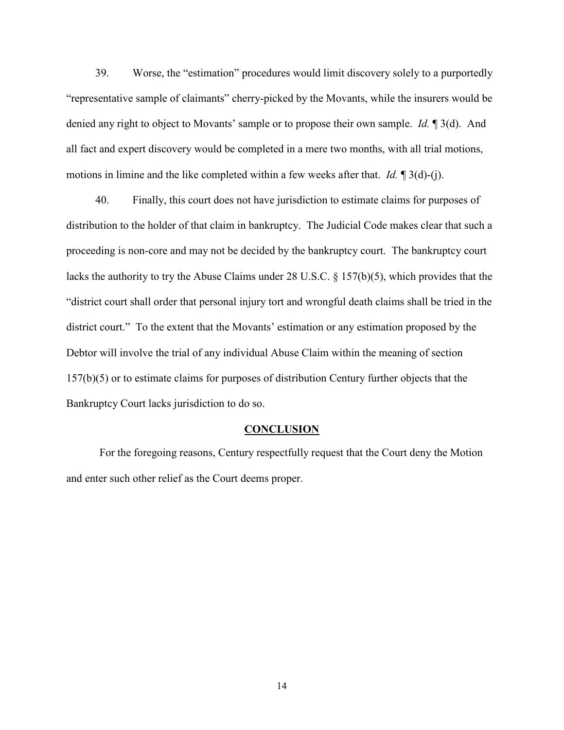39. Worse, the "estimation" procedures would limit discovery solely to a purportedly "representative sample of claimants" cherry-picked by the Movants, while the insurers would be denied any right to object to Movants' sample or to propose their own sample. *Id.* ¶ 3(d). And all fact and expert discovery would be completed in a mere two months, with all trial motions, motions in limine and the like completed within a few weeks after that. *Id.* ¶ 3(d)-(j).

40. Finally, this court does not have jurisdiction to estimate claims for purposes of distribution to the holder of that claim in bankruptcy. The Judicial Code makes clear that such a proceeding is non-core and may not be decided by the bankruptcy court. The bankruptcy court lacks the authority to try the Abuse Claims under 28 U.S.C. § 157(b)(5), which provides that the "district court shall order that personal injury tort and wrongful death claims shall be tried in the district court." To the extent that the Movants' estimation or any estimation proposed by the Debtor will involve the trial of any individual Abuse Claim within the meaning of section 157(b)(5) or to estimate claims for purposes of distribution Century further objects that the Bankruptcy Court lacks jurisdiction to do so.

## **CONCLUSION**

For the foregoing reasons, Century respectfully request that the Court deny the Motion and enter such other relief as the Court deems proper.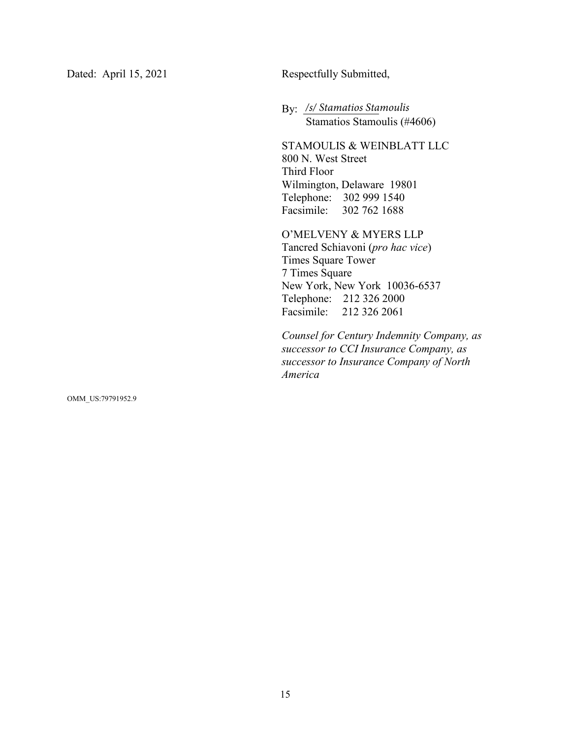Dated: April 15, 2021

Respectfully Submitted,

By: */s/ Stamatios Stamoulis*
Stamatios Stamoulis (#4606)

STAMOULIS & WEINBLATT LLC
800 N. West Street
Third Floor
Wilmington, Delaware 19801
Telephone: 302 999 1540
Facsimile: 302 762 1688

O'MELVENY & MYERS LLP
Tancred Schiavoni (*pro hac vice*)
Times Square Tower
7 Times Square
New York, New York 10036-6537
Telephone: 212 326 2000
Facsimile: 212 326 2061

*Counsel for Century Indemnity Company, as successor to CCI Insurance Company, as successor to Insurance Company of North America*

OMM_US:79791952.9